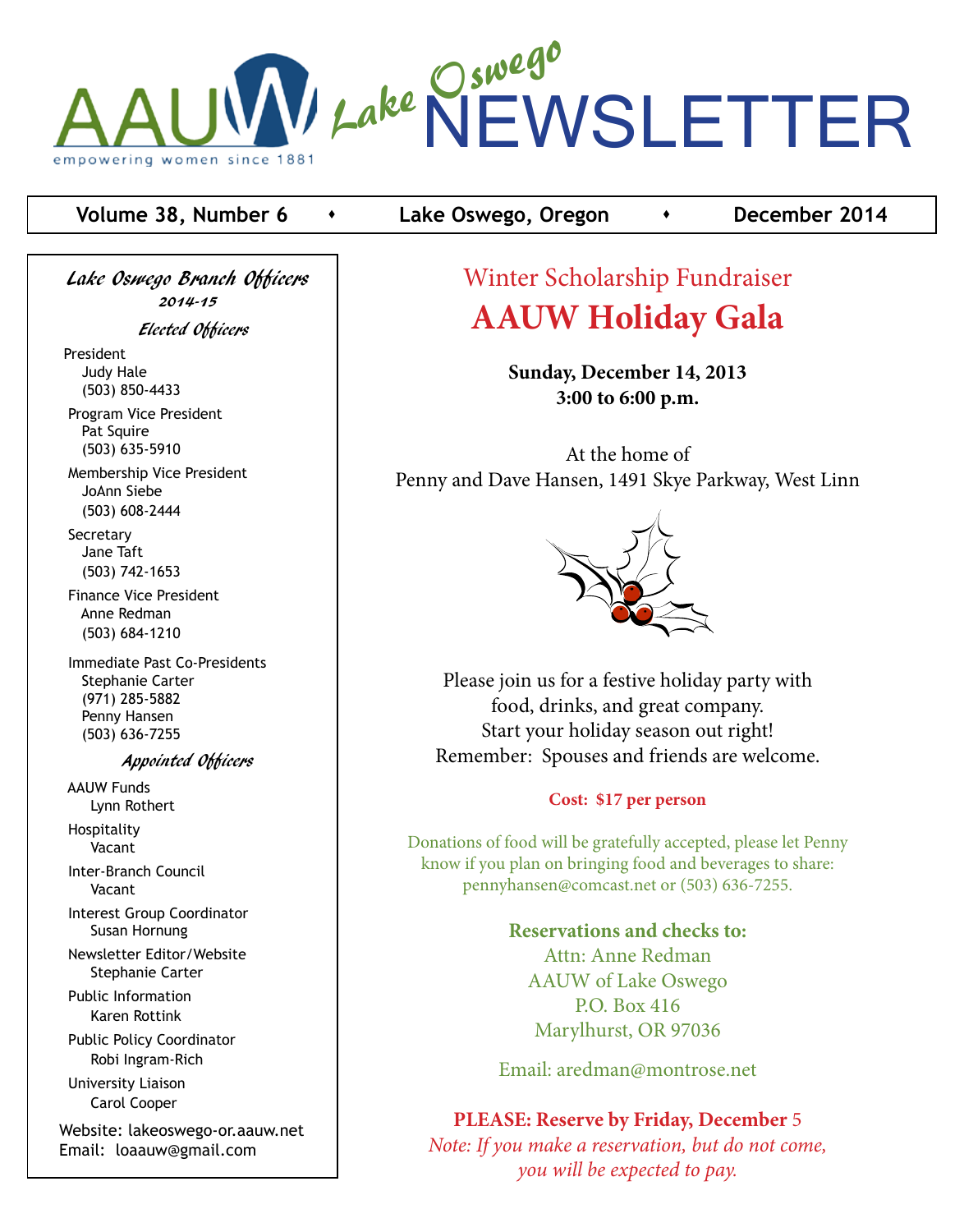# AAUW Lake Oswego NEWSLETTER

empowering women since 1881

**Volume 38, Number 6** ♦ **Lake Oswego, Oregon** ♦ **December 2014**

## *Lake Oswego Branch Officers*

*2014-15*

### *Elected Officers*

President
Judy Hale
(503) 850-4433

Program Vice President
Pat Squire
(503) 635-5910

Membership Vice President
JoAnn Siebe
(503) 608-2444

Secretary
Jane Taft
(503) 742-1653

Finance Vice President
Anne Redman
(503) 684-1210

Immediate Past Co-Presidents
Stephanie Carter
(971) 285-5882
Penny Hansen
(503) 636-7255

### *Appointed Officers*

AAUW Funds
Lynn Rothert

Hospitality
Vacant

Inter-Branch Council
Vacant

Interest Group Coordinator
Susan Hornung

Newsletter Editor/Website
Stephanie Carter

Public Information
Karen Rottink

Public Policy Coordinator
Robi Ingram-Rich

University Liaison
Carol Cooper

Website: lakeoswego-or.aauw.net
Email: loaauw@gmail.com

## Winter Scholarship Fundraiser

# AAUW Holiday Gala

**Sunday, December 14, 2013**
**3:00 to 6:00 p.m.**

At the home of
Penny and Dave Hansen, 1491 Skye Parkway, West Linn

Please join us for a festive holiday party with food, drinks, and great company.
Start your holiday season out right!
Remember: Spouses and friends are welcome.

**Cost: $17 per person**

Donations of food will be gratefully accepted, please let Penny know if you plan on bringing food and beverages to share: pennyhansen@comcast.net or (503) 636-7255.

**Reservations and checks to:**
Attn: Anne Redman
AAUW of Lake Oswego
P.O. Box 416
Marylhurst, OR 97036

Email: aredman@montrose.net

**PLEASE: Reserve by Friday, December** 5
*Note: If you make a reservation, but do not come, you will be expected to pay.*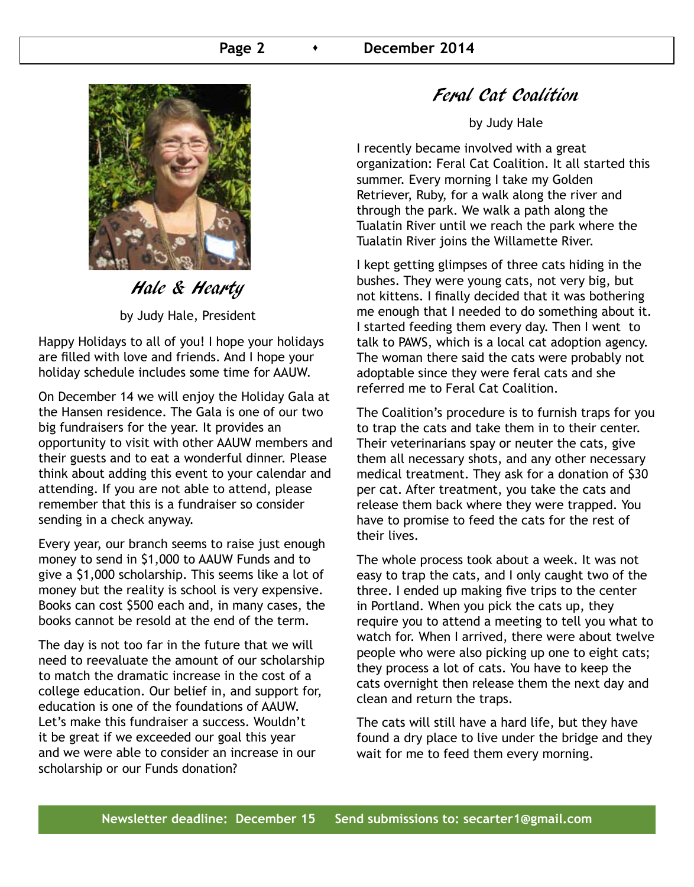## Hale & Hearty

by Judy Hale, President

Happy Holidays to all of you! I hope your holidays are filled with love and friends. And I hope your holiday schedule includes some time for AAUW.

On December 14 we will enjoy the Holiday Gala at the Hansen residence. The Gala is one of our two big fundraisers for the year. It provides an opportunity to visit with other AAUW members and their guests and to eat a wonderful dinner. Please think about adding this event to your calendar and attending. If you are not able to attend, please remember that this is a fundraiser so consider sending in a check anyway.

Every year, our branch seems to raise just enough money to send in $1,000 to AAUW Funds and to give a $1,000 scholarship. This seems like a lot of money but the reality is school is very expensive. Books can cost $500 each and, in many cases, the books cannot be resold at the end of the term.

The day is not too far in the future that we will need to reevaluate the amount of our scholarship to match the dramatic increase in the cost of a college education. Our belief in, and support for, education is one of the foundations of AAUW. Let's make this fundraiser a success. Wouldn't it be great if we exceeded our goal this year and we were able to consider an increase in our scholarship or our Funds donation?

## Feral Cat Coalition

by Judy Hale

I recently became involved with a great organization: Feral Cat Coalition. It all started this summer. Every morning I take my Golden Retriever, Ruby, for a walk along the river and through the park. We walk a path along the Tualatin River until we reach the park where the Tualatin River joins the Willamette River.

I kept getting glimpses of three cats hiding in the bushes. They were young cats, not very big, but not kittens. I finally decided that it was bothering me enough that I needed to do something about it. I started feeding them every day. Then I went to talk to PAWS, which is a local cat adoption agency. The woman there said the cats were probably not adoptable since they were feral cats and she referred me to Feral Cat Coalition.

The Coalition's procedure is to furnish traps for you to trap the cats and take them in to their center. Their veterinarians spay or neuter the cats, give them all necessary shots, and any other necessary medical treatment. They ask for a donation of $30 per cat. After treatment, you take the cats and release them back where they were trapped. You have to promise to feed the cats for the rest of their lives.

The whole process took about a week. It was not easy to trap the cats, and I only caught two of the three. I ended up making five trips to the center in Portland. When you pick the cats up, they require you to attend a meeting to tell you what to watch for. When I arrived, there were about twelve people who were also picking up one to eight cats; they process a lot of cats. You have to keep the cats overnight then release them the next day and clean and return the traps.

The cats will still have a hard life, but they have found a dry place to live under the bridge and they wait for me to feed them every morning.

**Newsletter deadline: December 15 Send submissions to: secarter1@gmail.com**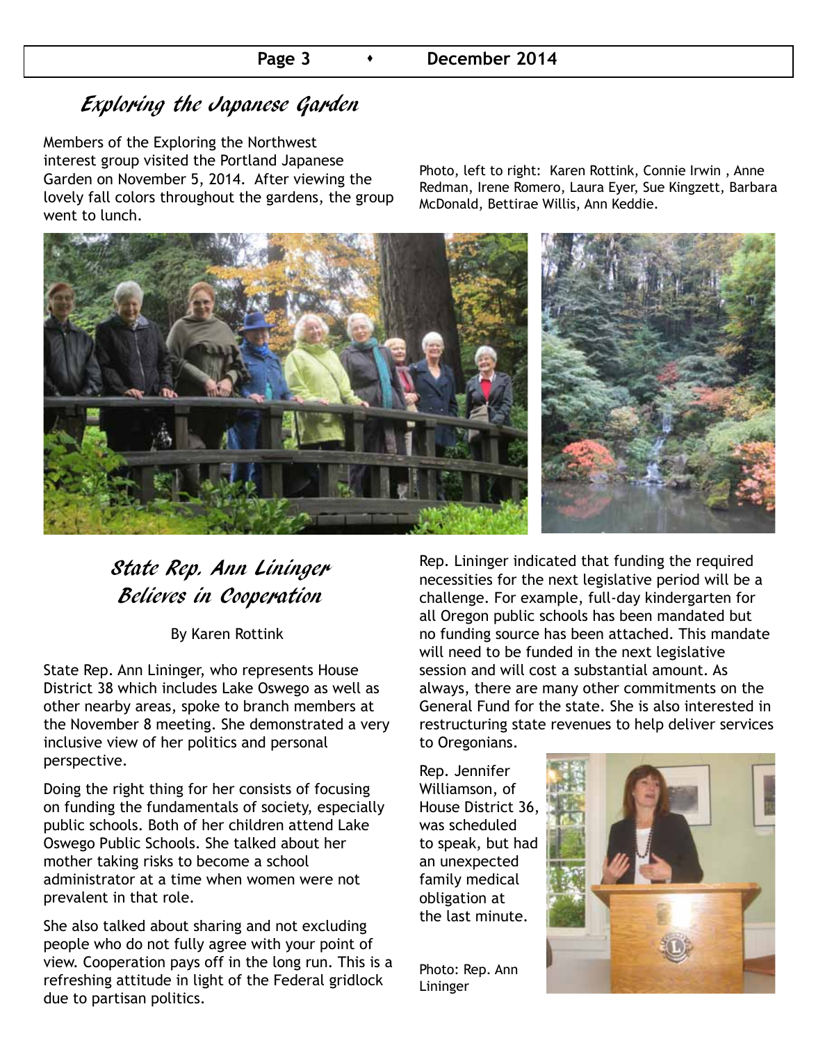## Exploring the Japanese Garden

Members of the Exploring the Northwest interest group visited the Portland Japanese Garden on November 5, 2014. After viewing the lovely fall colors throughout the gardens, the group went to lunch.

Photo, left to right: Karen Rottink, Connie Irwin , Anne Redman, Irene Romero, Laura Eyer, Sue Kingzett, Barbara McDonald, Bettirae Willis, Ann Keddie.

## State Rep. Ann Lininger Believes in Cooperation

By Karen Rottink

State Rep. Ann Lininger, who represents House District 38 which includes Lake Oswego as well as other nearby areas, spoke to branch members at the November 8 meeting. She demonstrated a very inclusive view of her politics and personal perspective.

Doing the right thing for her consists of focusing on funding the fundamentals of society, especially public schools. Both of her children attend Lake Oswego Public Schools. She talked about her mother taking risks to become a school administrator at a time when women were not prevalent in that role.

She also talked about sharing and not excluding people who do not fully agree with your point of view. Cooperation pays off in the long run. This is a refreshing attitude in light of the Federal gridlock due to partisan politics.

Rep. Lininger indicated that funding the required necessities for the next legislative period will be a challenge. For example, full-day kindergarten for all Oregon public schools has been mandated but no funding source has been attached. This mandate will need to be funded in the next legislative session and will cost a substantial amount. As always, there are many other commitments on the General Fund for the state. She is also interested in restructuring state revenues to help deliver services to Oregonians.

Rep. Jennifer Williamson, of House District 36, was scheduled to speak, but had an unexpected family medical obligation at the last minute.

Photo: Rep. Ann Lininger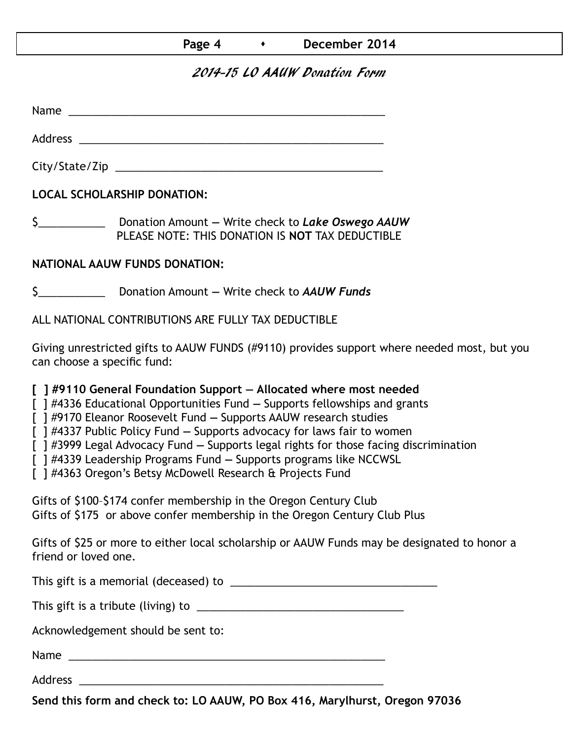## *2014-15 LO AAUW Donation Form*

Name ____________________________________________________

Address __________________________________________________

City/State/Zip ______________________________________________

**LOCAL SCHOLARSHIP DONATION:**

$___________ Donation Amount — Write check to ***Lake Oswego AAUW***
PLEASE NOTE: THIS DONATION IS **NOT** TAX DEDUCTIBLE

**NATIONAL AAUW FUNDS DONATION:**

$___________ Donation Amount — Write check to ***AAUW Funds***

ALL NATIONAL CONTRIBUTIONS ARE FULLY TAX DEDUCTIBLE

Giving unrestricted gifts to AAUW FUNDS (#9110) provides support where needed most, but you can choose a specific fund:

**[ ] #9110 General Foundation Support — Allocated where most needed**
[ ] #4336 Educational Opportunities Fund — Supports fellowships and grants
[ ] #9170 Eleanor Roosevelt Fund — Supports AAUW research studies
[ ] #4337 Public Policy Fund — Supports advocacy for laws fair to women
[ ] #3999 Legal Advocacy Fund — Supports legal rights for those facing discrimination
[ ] #4339 Leadership Programs Fund — Supports programs like NCCWSL
[ ] #4363 Oregon's Betsy McDowell Research & Projects Fund

Gifts of $100–$174 confer membership in the Oregon Century Club
Gifts of $175 or above confer membership in the Oregon Century Club Plus

Gifts of $25 or more to either local scholarship or AAUW Funds may be designated to honor a friend or loved one.

This gift is a memorial (deceased) to __________________________________

This gift is a tribute (living) to __________________________________

Acknowledgement should be sent to:

Name ____________________________________________________

Address __________________________________________________

**Send this form and check to: LO AAUW, PO Box 416, Marylhurst, Oregon 97036**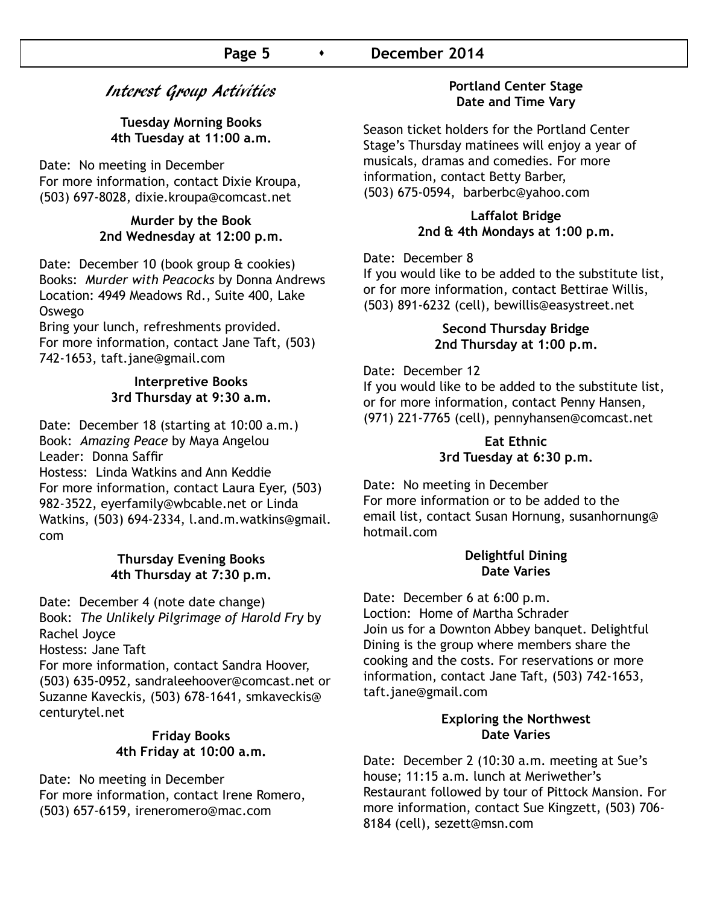## Interest Group Activities

**Tuesday Morning Books**
**4th Tuesday at 11:00 a.m.**

Date: No meeting in December
For more information, contact Dixie Kroupa, (503) 697-8028, dixie.kroupa@comcast.net

**Murder by the Book**
**2nd Wednesday at 12:00 p.m.**

Date: December 10 (book group & cookies)
Books: *Murder with Peacocks* by Donna Andrews
Location: 4949 Meadows Rd., Suite 400, Lake Oswego
Bring your lunch, refreshments provided.
For more information, contact Jane Taft, (503) 742-1653, taft.jane@gmail.com

**Interpretive Books**
**3rd Thursday at 9:30 a.m.**

Date: December 18 (starting at 10:00 a.m.)
Book: *Amazing Peace* by Maya Angelou
Leader: Donna Saffir
Hostess: Linda Watkins and Ann Keddie
For more information, contact Laura Eyer, (503) 982-3522, eyerfamily@wbcable.net or Linda Watkins, (503) 694-2334, l.and.m.watkins@gmail.com

**Thursday Evening Books**
**4th Thursday at 7:30 p.m.**

Date: December 4 (note date change)
Book: *The Unlikely Pilgrimage of Harold Fry* by Rachel Joyce
Hostess: Jane Taft
For more information, contact Sandra Hoover, (503) 635-0952, sandraleehoover@comcast.net or Suzanne Kaveckis, (503) 678-1641, smkaveckis@centurytel.net

**Friday Books**
**4th Friday at 10:00 a.m.**

Date: No meeting in December
For more information, contact Irene Romero, (503) 657-6159, ireneromero@mac.com

**Portland Center Stage**
**Date and Time Vary**

Season ticket holders for the Portland Center Stage's Thursday matinees will enjoy a year of musicals, dramas and comedies. For more information, contact Betty Barber, (503) 675-0594, barberbc@yahoo.com

**Laffalot Bridge**
**2nd & 4th Mondays at 1:00 p.m.**

Date: December 8
If you would like to be added to the substitute list, or for more information, contact Bettirae Willis, (503) 891-6232 (cell), bewillis@easystreet.net

**Second Thursday Bridge**
**2nd Thursday at 1:00 p.m.**

Date: December 12
If you would like to be added to the substitute list, or for more information, contact Penny Hansen, (971) 221-7765 (cell), pennyhansen@comcast.net

**Eat Ethnic**
**3rd Tuesday at 6:30 p.m.**

Date: No meeting in December
For more information or to be added to the email list, contact Susan Hornung, susanhornung@hotmail.com

**Delightful Dining**
**Date Varies**

Date: December 6 at 6:00 p.m.
Loction: Home of Martha Schrader
Join us for a Downton Abbey banquet. Delightful Dining is the group where members share the cooking and the costs. For reservations or more information, contact Jane Taft, (503) 742-1653, taft.jane@gmail.com

**Exploring the Northwest**
**Date Varies**

Date: December 2 (10:30 a.m. meeting at Sue's house; 11:15 a.m. lunch at Meriwether's Restaurant followed by tour of Pittock Mansion. For more information, contact Sue Kingzett, (503) 706-8184 (cell), sezett@msn.com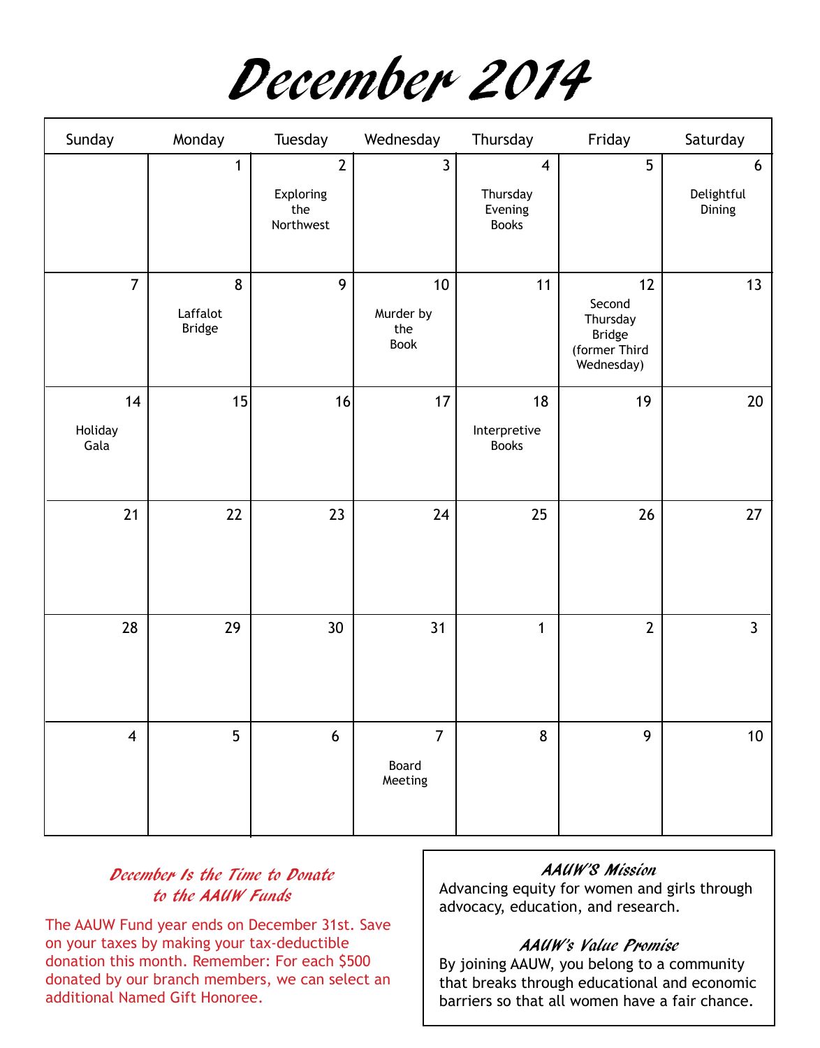# December 2014

| Sunday | Monday | Tuesday | Wednesday | Thursday | Friday | Saturday |
|---|---|---|---|---|---|---|
| | 1 | 2 Exploring the Northwest | 3 | 4 Thursday Evening Books | 5 | 6 Delightful Dining |
| 7 | 8 Laffalot Bridge | 9 | 10 Murder by the Book | 11 | 12 Second Thursday Bridge (former Third Wednesday) | 13 |
| 14 Holiday Gala | 15 | 16 | 17 | 18 Interpretive Books | 19 | 20 |
| 21 | 22 | 23 | 24 | 25 | 26 | 27 |
| 28 | 29 | 30 | 31 | 1 | 2 | 3 |
| 4 | 5 | 6 | 7 Board Meeting | 8 | 9 | 10 |

### December Is the Time to Donate to the AAUW Funds

The AAUW Fund year ends on December 31st. Save on your taxes by making your tax-deductible donation this month. Remember: For each $500 donated by our branch members, we can select an additional Named Gift Honoree.

### AAUW'S Mission

Advancing equity for women and girls through advocacy, education, and research.

### AAUW's Value Promise

By joining AAUW, you belong to a community that breaks through educational and economic barriers so that all women have a fair chance.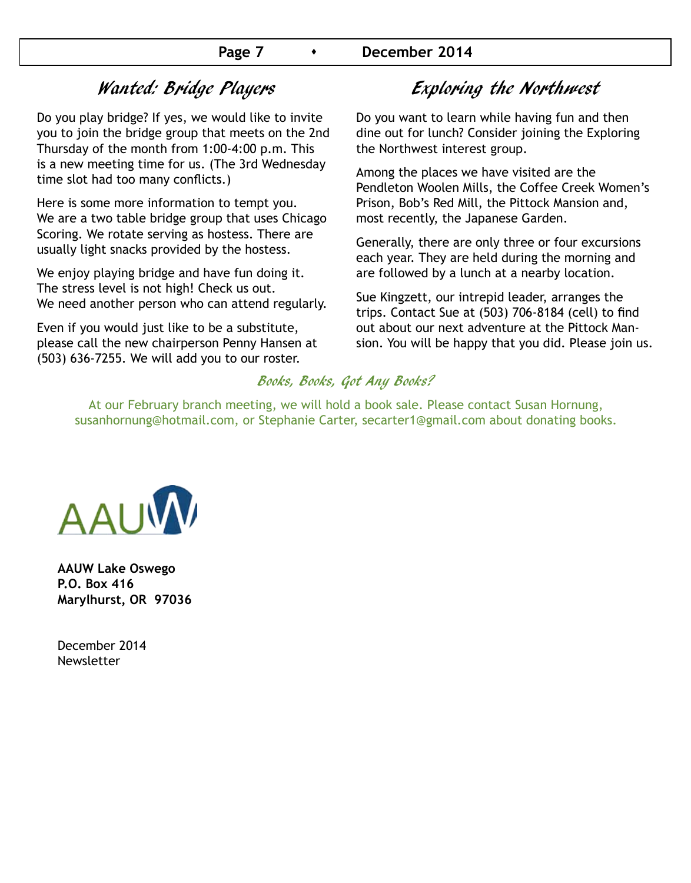## Wanted: Bridge Players

Do you play bridge? If yes, we would like to invite you to join the bridge group that meets on the 2nd Thursday of the month from 1:00-4:00 p.m. This is a new meeting time for us. (The 3rd Wednesday time slot had too many conflicts.)

Here is some more information to tempt you. We are a two table bridge group that uses Chicago Scoring. We rotate serving as hostess. There are usually light snacks provided by the hostess.

We enjoy playing bridge and have fun doing it. The stress level is not high! Check us out. We need another person who can attend regularly.

Even if you would just like to be a substitute, please call the new chairperson Penny Hansen at (503) 636-7255. We will add you to our roster.

## Exploring the Northwest

Do you want to learn while having fun and then dine out for lunch? Consider joining the Exploring the Northwest interest group.

Among the places we have visited are the Pendleton Woolen Mills, the Coffee Creek Women's Prison, Bob's Red Mill, the Pittock Mansion and, most recently, the Japanese Garden.

Generally, there are only three or four excursions each year. They are held during the morning and are followed by a lunch at a nearby location.

Sue Kingzett, our intrepid leader, arranges the trips. Contact Sue at (503) 706-8184 (cell) to find out about our next adventure at the Pittock Mansion. You will be happy that you did. Please join us.

### Books, Books, Got Any Books?

At our February branch meeting, we will hold a book sale. Please contact Susan Hornung, susanhornung@hotmail.com, or Stephanie Carter, secarter1@gmail.com about donating books.

AAUW

**AAUW Lake Oswego**
**P.O. Box 416**
**Marylhurst, OR 97036**

December 2014
Newsletter